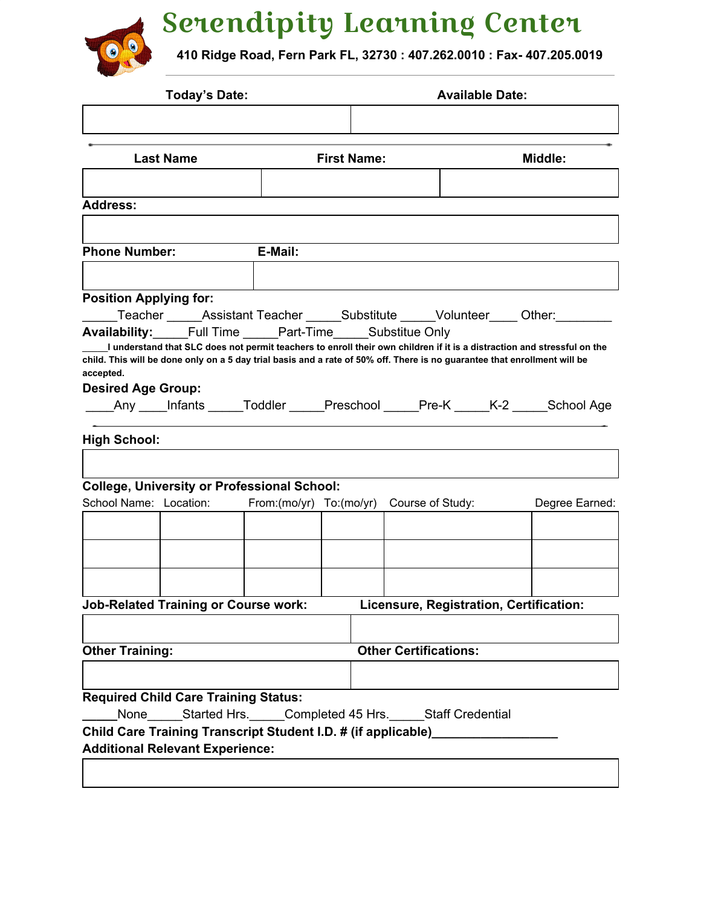# Serendipity Learning Center

**410 Ridge Road, Fern Park FL, 32730 : 407.262.0010 : Fax- 407.205.0019**

| Today's Date: | Available Date: |
|---|---|
| | |

| Last Name | First Name: | Middle: |
|---|---|---|
| | | |

**Address:**

| |
|---|
| |

| Phone Number: | E-Mail: |
|---|---|
| | |

**Position Applying for:**

_____Teacher _____Assistant Teacher _____Substitute _____Volunteer____ Other:________

**Availability:**_____Full Time _____Part-Time_____Substitue Only

**_____I understand that SLC does not permit teachers to enroll their own children if it is a distraction and stressful on the child. This will be done only on a 5 day trial basis and a rate of 50% off. There is no guarantee that enrollment will be accepted.**

**Desired Age Group:**

____Any ____Infants _____Toddler _____Preschool _____Pre-K _____K-2 _____School Age

**High School:**

| |
|---|
| |

**College, University or Professional School:**

| School Name: | Location: | From:(mo/yr) | To:(mo/yr) | Course of Study: | Degree Earned: |
|---|---|---|---|---|---|
| | | | | | |
| | | | | | |
| | | | | | |

| Job-Related Training or Course work: | Licensure, Registration, Certification: |
|---|---|
| | |

| Other Training: | Other Certifications: |
|---|---|
| | |

**Required Child Care Training Status:**

_____None_____Started Hrs._____Completed 45 Hrs._____Staff Credential

**Child Care Training Transcript Student I.D. # (if applicable)__________________**

**Additional Relevant Experience:**

| |
|---|
| |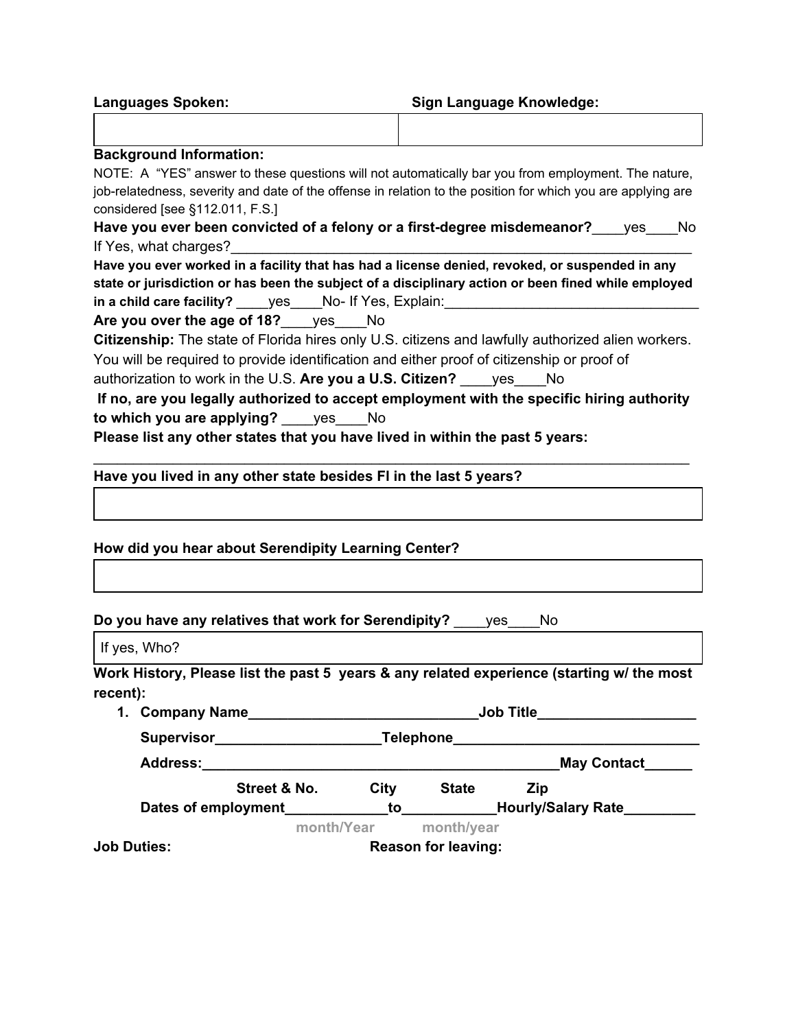| **Languages Spoken:** | **Sign Language Knowledge:** |
|---|---|
| | |

**Background Information:**

NOTE: A "YES" answer to these questions will not automatically bar you from employment. The nature, job-relatedness, severity and date of the offense in relation to the position for which you are applying are considered [see §112.011, F.S.]

**Have you ever been convicted of a felony or a first-degree misdemeanor?**____yes____No

If Yes, what charges?______________________________________________________________

**Have you ever worked in a facility that has had a license denied, revoked, or suspended in any state or jurisdiction or has been the subject of a disciplinary action or been fined while employed in a child care facility?** ____yes____No- If Yes, Explain:________________________________

**Are you over the age of 18?**____yes____No

**Citizenship:** The state of Florida hires only U.S. citizens and lawfully authorized alien workers. You will be required to provide identification and either proof of citizenship or proof of authorization to work in the U.S. **Are you a U.S. Citizen?** ____yes____No

**If no, are you legally authorized to accept employment with the specific hiring authority to which you are applying?** ____yes____No

**Please list any other states that you have lived in within the past 5 years:**

_____________________________________________________________________________

**Have you lived in any other state besides Fl in the last 5 years?**

| |
|---|
| |

**How did you hear about Serendipity Learning Center?**

| |
|---|
| |

**Do you have any relatives that work for Serendipity?** ____yes____No

| If yes, Who? |
|---|

**Work History, Please list the past 5 years & any related experience (starting w/ the most recent):**

1. **Company Name**_____________________________**Job Title**___________________

   **Supervisor**____________________**Telephone**______________________________

   **Address:**_____________________________________________**May Contact**______

   **Street & No. City State Zip**

   **Dates of employment**____________**to**___________**Hourly/Salary Rate**________

   month/Year month/year

**Job Duties:** **Reason for leaving:**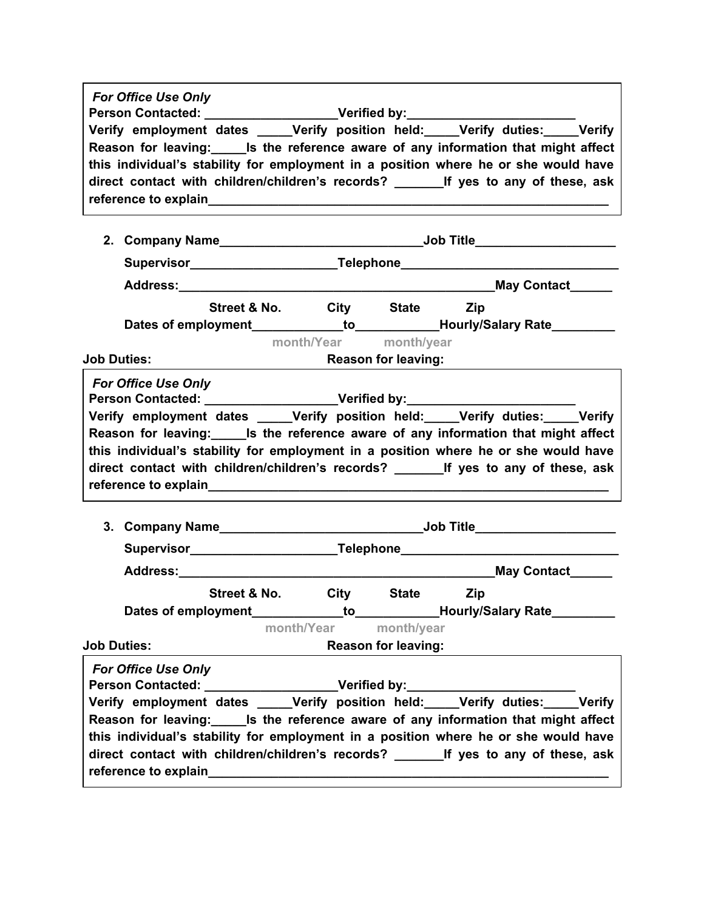*For Office Use Only*
**Person Contacted: ___________________Verified by:________________________**
**Verify employment dates _____Verify position held:_____Verify duties:_____Verify Reason for leaving:_____Is the reference aware of any information that might affect this individual's stability for employment in a position where he or she would have direct contact with children/children's records? _______If yes to any of these, ask reference to explain___________________________________________________________**

2. **Company Name_____________________________Job Title____________________**

   **Supervisor_____________________Telephone_______________________________**

   **Address:_______________________________________________May Contact______**

   **Street & No. City State Zip**

   **Dates of employment_____________to____________Hourly/Salary Rate_________**

   month/Year month/year

**Job Duties:** **Reason for leaving:**

*For Office Use Only*
**Person Contacted: ___________________Verified by:________________________**
**Verify employment dates _____Verify position held:_____Verify duties:_____Verify Reason for leaving:_____Is the reference aware of any information that might affect this individual's stability for employment in a position where he or she would have direct contact with children/children's records? _______If yes to any of these, ask reference to explain___________________________________________________________**

3. **Company Name_____________________________Job Title____________________**

   **Supervisor_____________________Telephone_______________________________**

   **Address:_______________________________________________May Contact______**

   **Street & No. City State Zip**

   **Dates of employment_____________to____________Hourly/Salary Rate_________**

   month/Year month/year

**Job Duties:** **Reason for leaving:**

*For Office Use Only*
**Person Contacted: ___________________Verified by:________________________**
**Verify employment dates _____Verify position held:_____Verify duties:_____Verify Reason for leaving:_____Is the reference aware of any information that might affect this individual's stability for employment in a position where he or she would have direct contact with children/children's records? _______If yes to any of these, ask reference to explain___________________________________________________________**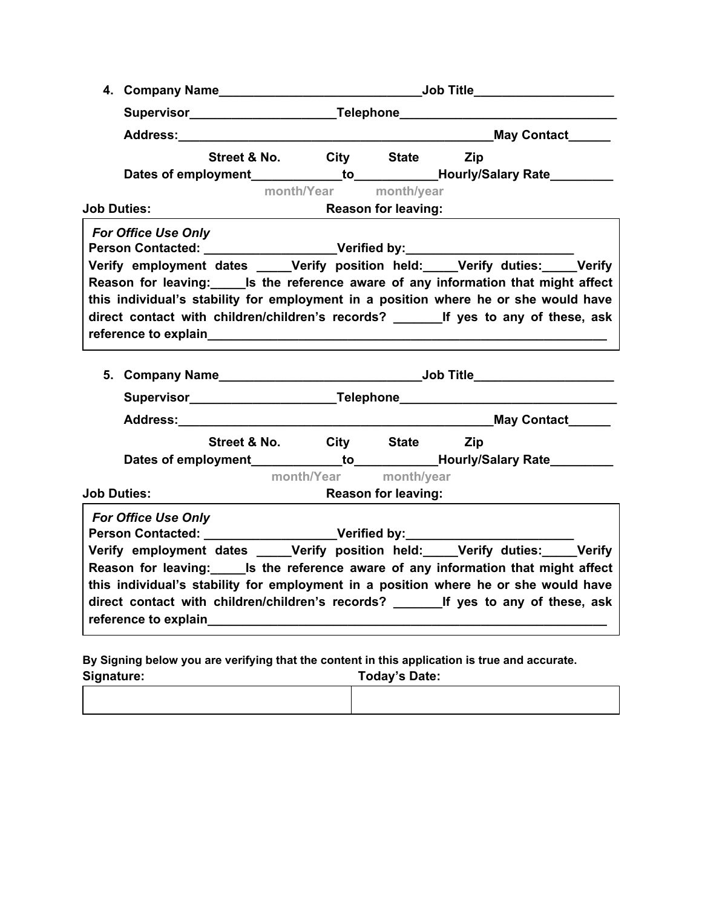4. **Company Name**_____________________________**Job Title**____________________

   **Supervisor**_____________________**Telephone**_______________________________

   **Address:**_______________________________________________**May Contact**______

   **Street & No. City State Zip**

   **Dates of employment**____________**to**___________**Hourly/Salary Rate**_________

   month/Year month/year

**Job Duties:** **Reason for leaving:**

| |
|---|
| ***For Office Use Only***<br>**Person Contacted:** ___________________**Verified by:**________________________<br>**Verify employment dates** _____**Verify position held:**_____**Verify duties:**_____**Verify Reason for leaving:**_____**Is the reference aware of any information that might affect this individual's stability for employment in a position where he or she would have direct contact with children/children's records?** _______**If yes to any of these, ask reference to explain**___________________________________________________________ |

5. **Company Name**_____________________________**Job Title**____________________

   **Supervisor**_____________________**Telephone**_______________________________

   **Address:**_______________________________________________**May Contact**______

   **Street & No. City State Zip**

   **Dates of employment**____________**to**___________**Hourly/Salary Rate**_________

   month/Year month/year

**Job Duties:** **Reason for leaving:**

| |
|---|
| ***For Office Use Only***<br>**Person Contacted:** ___________________**Verified by:**________________________<br>**Verify employment dates** _____**Verify position held:**_____**Verify duties:**_____**Verify Reason for leaving:**_____**Is the reference aware of any information that might affect this individual's stability for employment in a position where he or she would have direct contact with children/children's records?** _______**If yes to any of these, ask reference to explain**___________________________________________________________ |

**By Signing below you are verifying that the content in this application is true and accurate.**

| **Signature:** | **Today's Date:** |
|---|---|
| | |